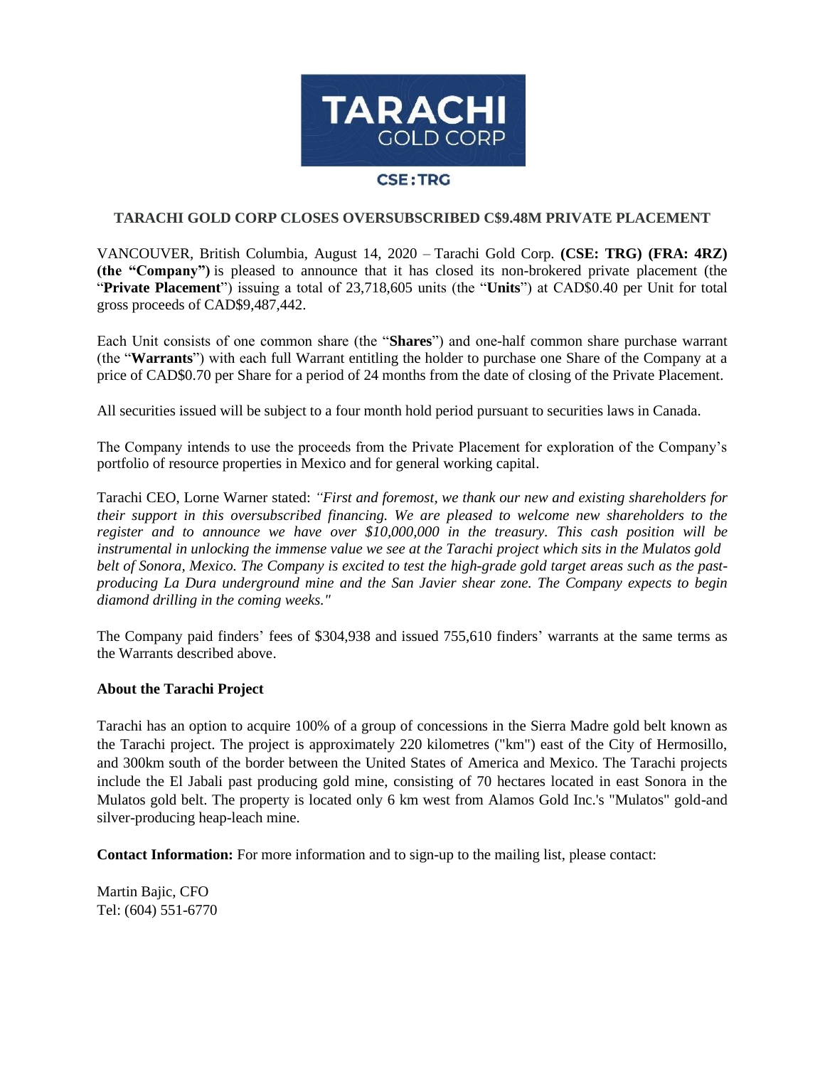TARACHI GOLD CORP

CSE: TRG

## TARACHI GOLD CORP CLOSES OVERSUBSCRIBED C$9.48M PRIVATE PLACEMENT

VANCOUVER, British Columbia, August 14, 2020 – Tarachi Gold Corp. **(CSE: TRG) (FRA: 4RZ) (the "Company")** is pleased to announce that it has closed its non-brokered private placement (the "**Private Placement**") issuing a total of 23,718,605 units (the "**Units**") at CAD$0.40 per Unit for total gross proceeds of CAD$9,487,442.

Each Unit consists of one common share (the "**Shares**") and one-half common share purchase warrant (the "**Warrants**") with each full Warrant entitling the holder to purchase one Share of the Company at a price of CAD$0.70 per Share for a period of 24 months from the date of closing of the Private Placement.

All securities issued will be subject to a four month hold period pursuant to securities laws in Canada.

The Company intends to use the proceeds from the Private Placement for exploration of the Company's portfolio of resource properties in Mexico and for general working capital.

Tarachi CEO, Lorne Warner stated: *"First and foremost, we thank our new and existing shareholders for their support in this oversubscribed financing. We are pleased to welcome new shareholders to the register and to announce we have over $10,000,000 in the treasury. This cash position will be instrumental in unlocking the immense value we see at the Tarachi project which sits in the Mulatos gold belt of Sonora, Mexico. The Company is excited to test the high-grade gold target areas such as the past-producing La Dura underground mine and the San Javier shear zone. The Company expects to begin diamond drilling in the coming weeks."*

The Company paid finders' fees of $304,938 and issued 755,610 finders' warrants at the same terms as the Warrants described above.

### About the Tarachi Project

Tarachi has an option to acquire 100% of a group of concessions in the Sierra Madre gold belt known as the Tarachi project. The project is approximately 220 kilometres ("km") east of the City of Hermosillo, and 300km south of the border between the United States of America and Mexico. The Tarachi projects include the El Jabali past producing gold mine, consisting of 70 hectares located in east Sonora in the Mulatos gold belt. The property is located only 6 km west from Alamos Gold Inc.'s "Mulatos" gold-and silver-producing heap-leach mine.

**Contact Information:** For more information and to sign-up to the mailing list, please contact:

Martin Bajic, CFO
Tel: (604) 551-6770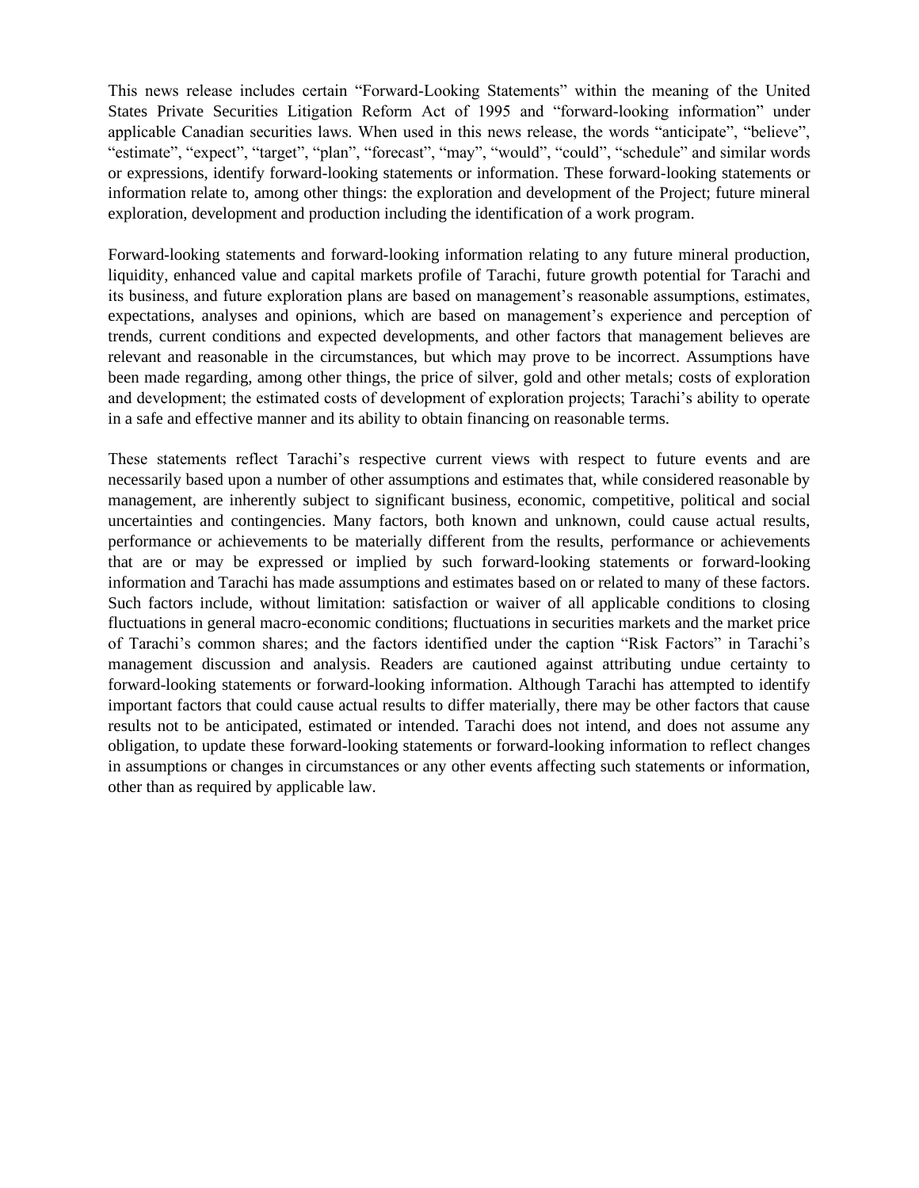This news release includes certain "Forward-Looking Statements" within the meaning of the United States Private Securities Litigation Reform Act of 1995 and "forward-looking information" under applicable Canadian securities laws. When used in this news release, the words "anticipate", "believe", "estimate", "expect", "target", "plan", "forecast", "may", "would", "could", "schedule" and similar words or expressions, identify forward-looking statements or information. These forward-looking statements or information relate to, among other things: the exploration and development of the Project; future mineral exploration, development and production including the identification of a work program.

Forward-looking statements and forward-looking information relating to any future mineral production, liquidity, enhanced value and capital markets profile of Tarachi, future growth potential for Tarachi and its business, and future exploration plans are based on management's reasonable assumptions, estimates, expectations, analyses and opinions, which are based on management's experience and perception of trends, current conditions and expected developments, and other factors that management believes are relevant and reasonable in the circumstances, but which may prove to be incorrect. Assumptions have been made regarding, among other things, the price of silver, gold and other metals; costs of exploration and development; the estimated costs of development of exploration projects; Tarachi's ability to operate in a safe and effective manner and its ability to obtain financing on reasonable terms.

These statements reflect Tarachi's respective current views with respect to future events and are necessarily based upon a number of other assumptions and estimates that, while considered reasonable by management, are inherently subject to significant business, economic, competitive, political and social uncertainties and contingencies. Many factors, both known and unknown, could cause actual results, performance or achievements to be materially different from the results, performance or achievements that are or may be expressed or implied by such forward-looking statements or forward-looking information and Tarachi has made assumptions and estimates based on or related to many of these factors. Such factors include, without limitation: satisfaction or waiver of all applicable conditions to closing fluctuations in general macro-economic conditions; fluctuations in securities markets and the market price of Tarachi's common shares; and the factors identified under the caption "Risk Factors" in Tarachi's management discussion and analysis. Readers are cautioned against attributing undue certainty to forward-looking statements or forward-looking information. Although Tarachi has attempted to identify important factors that could cause actual results to differ materially, there may be other factors that cause results not to be anticipated, estimated or intended. Tarachi does not intend, and does not assume any obligation, to update these forward-looking statements or forward-looking information to reflect changes in assumptions or changes in circumstances or any other events affecting such statements or information, other than as required by applicable law.